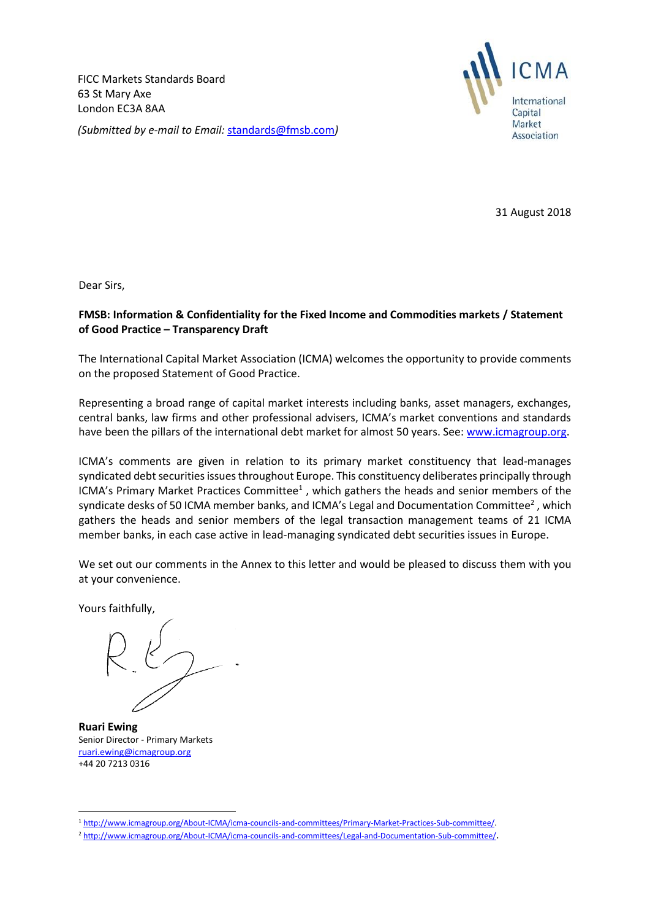FICC Markets Standards Board
63 St Mary Axe
London EC3A 8AA

*(Submitted by e-mail to Email: standards@fmsb.com)*

ICMA
International Capital Market Association

31 August 2018

Dear Sirs,

**FMSB: Information & Confidentiality for the Fixed Income and Commodities markets / Statement of Good Practice – Transparency Draft**

The International Capital Market Association (ICMA) welcomes the opportunity to provide comments on the proposed Statement of Good Practice.

Representing a broad range of capital market interests including banks, asset managers, exchanges, central banks, law firms and other professional advisers, ICMA's market conventions and standards have been the pillars of the international debt market for almost 50 years. See: www.icmagroup.org.

ICMA's comments are given in relation to its primary market constituency that lead-manages syndicated debt securities issues throughout Europe. This constituency deliberates principally through ICMA's Primary Market Practices Committee[1], which gathers the heads and senior members of the syndicate desks of 50 ICMA member banks, and ICMA's Legal and Documentation Committee[2], which gathers the heads and senior members of the legal transaction management teams of 21 ICMA member banks, in each case active in lead-managing syndicated debt securities issues in Europe.

We set out our comments in the Annex to this letter and would be pleased to discuss them with you at your convenience.

Yours faithfully,

**Ruari Ewing**
Senior Director - Primary Markets
ruari.ewing@icmagroup.org
+44 20 7213 0316

---

[1] http://www.icmagroup.org/About-ICMA/icma-councils-and-committees/Primary-Market-Practices-Sub-committee/.

[2] http://www.icmagroup.org/About-ICMA/icma-councils-and-committees/Legal-and-Documentation-Sub-committee/.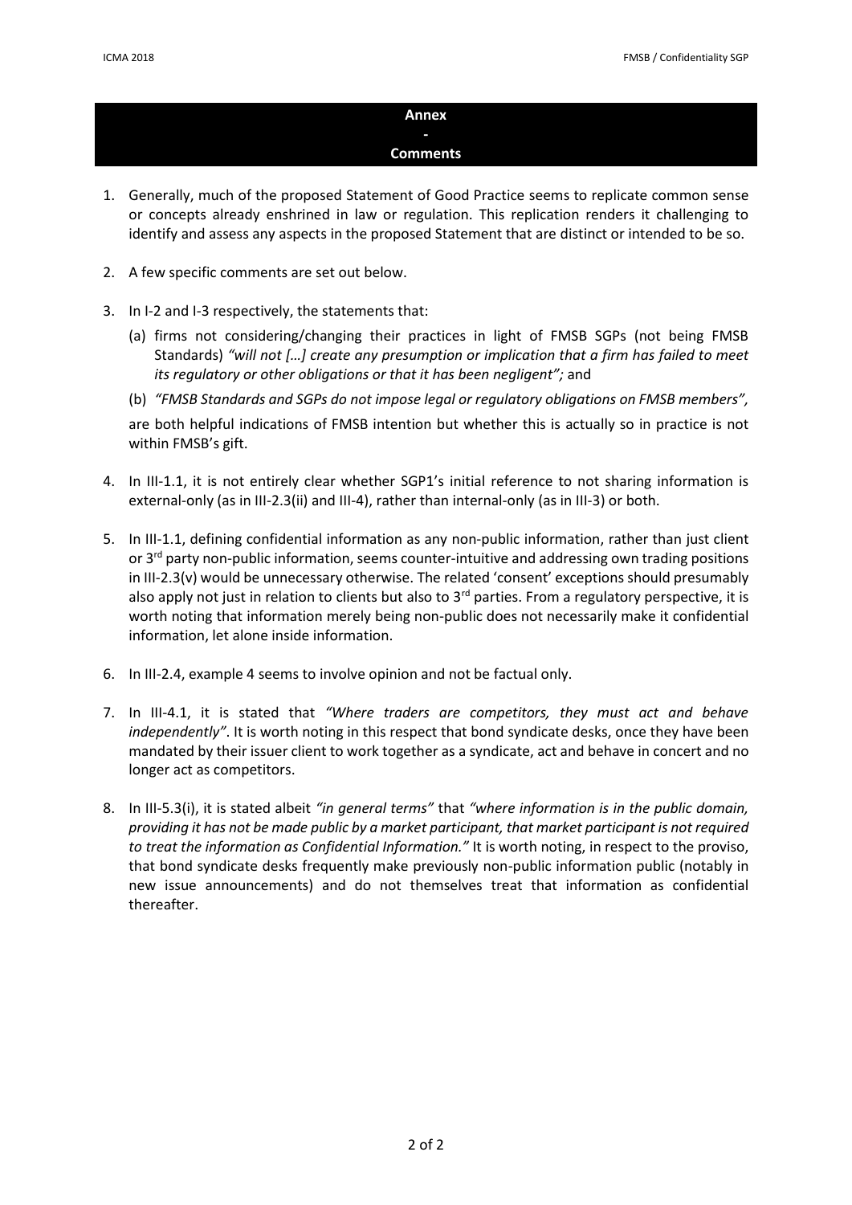## Annex
## -
## Comments

1. Generally, much of the proposed Statement of Good Practice seems to replicate common sense or concepts already enshrined in law or regulation. This replication renders it challenging to identify and assess any aspects in the proposed Statement that are distinct or intended to be so.

2. A few specific comments are set out below.

3. In I-2 and I-3 respectively, the statements that:

   (a) firms not considering/changing their practices in light of FMSB SGPs (not being FMSB Standards) *"will not […] create any presumption or implication that a firm has failed to meet its regulatory or other obligations or that it has been negligent";* and

   (b) *"FMSB Standards and SGPs do not impose legal or regulatory obligations on FMSB members",*

   are both helpful indications of FMSB intention but whether this is actually so in practice is not within FMSB's gift.

4. In III-1.1, it is not entirely clear whether SGP1's initial reference to not sharing information is external-only (as in III-2.3(ii) and III-4), rather than internal-only (as in III-3) or both.

5. In III-1.1, defining confidential information as any non-public information, rather than just client or 3rd party non-public information, seems counter-intuitive and addressing own trading positions in III-2.3(v) would be unnecessary otherwise. The related 'consent' exceptions should presumably also apply not just in relation to clients but also to 3rd parties. From a regulatory perspective, it is worth noting that information merely being non-public does not necessarily make it confidential information, let alone inside information.

6. In III-2.4, example 4 seems to involve opinion and not be factual only.

7. In III-4.1, it is stated that *"Where traders are competitors, they must act and behave independently"*. It is worth noting in this respect that bond syndicate desks, once they have been mandated by their issuer client to work together as a syndicate, act and behave in concert and no longer act as competitors.

8. In III-5.3(i), it is stated albeit *"in general terms"* that *"where information is in the public domain, providing it has not be made public by a market participant, that market participant is not required to treat the information as Confidential Information."* It is worth noting, in respect to the proviso, that bond syndicate desks frequently make previously non-public information public (notably in new issue announcements) and do not themselves treat that information as confidential thereafter.